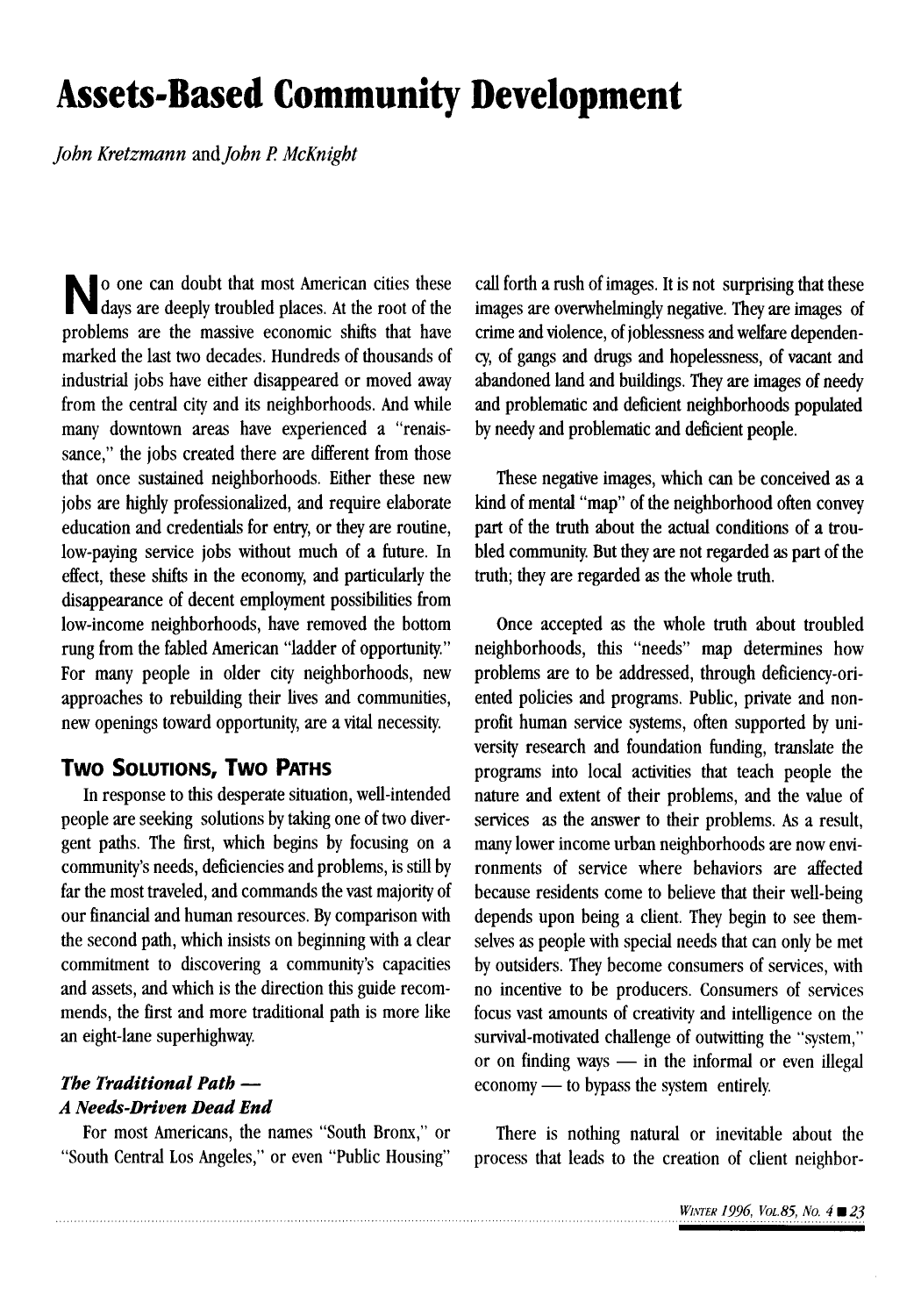# Assets-Based Community Development

*John Kretzmann* and *John P. McKnight*

No one can doubt that most American cities these days are deeply troubled places. At the root of the problems are the massive economic shifts that have marked the last two decades. Hundreds of thousands of industrial jobs have either disappeared or moved away from the central city and its neighborhoods. And while many downtown areas have experienced a "renaissance," the jobs created there are different from those that once sustained neighborhoods. Either these new jobs are highly professionalized, and require elaborate education and credentials for entry, or they are routine, low-paying service jobs without much of a future. In effect, these shifts in the economy, and particularly the disappearance of decent employment possibilities from low-income neighborhoods, have removed the bottom rung from the fabled American "ladder of opportunity." For many people in older city neighborhoods, new approaches to rebuilding their lives and communities, new openings toward opportunity, are a vital necessity.

## Two Solutions, Two Paths

In response to this desperate situation, well-intended people are seeking solutions by taking one of two divergent paths. The first, which begins by focusing on a community's needs, deficiencies and problems, is still by far the most traveled, and commands the vast majority of our financial and human resources. By comparison with the second path, which insists on beginning with a clear commitment to discovering a community's capacities and assets, and which is the direction this guide recommends, the first and more traditional path is more like an eight-lane superhighway.

### *The Traditional Path — A Needs-Driven Dead End*

For most Americans, the names "South Bronx," or "South Central Los Angeles," or even "Public Housing" call forth a rush of images. It is not surprising that these images are overwhelmingly negative. They are images of crime and violence, of joblessness and welfare dependency, of gangs and drugs and hopelessness, of vacant and abandoned land and buildings. They are images of needy and problematic and deficient neighborhoods populated by needy and problematic and deficient people.

These negative images, which can be conceived as a kind of mental "map" of the neighborhood often convey part of the truth about the actual conditions of a troubled community. But they are not regarded as part of the truth; they are regarded as the whole truth.

Once accepted as the whole truth about troubled neighborhoods, this "needs" map determines how problems are to be addressed, through deficiency-oriented policies and programs. Public, private and nonprofit human service systems, often supported by university research and foundation funding, translate the programs into local activities that teach people the nature and extent of their problems, and the value of services as the answer to their problems. As a result, many lower income urban neighborhoods are now environments of service where behaviors are affected because residents come to believe that their well-being depends upon being a client. They begin to see themselves as people with special needs that can only be met by outsiders. They become consumers of services, with no incentive to be producers. Consumers of services focus vast amounts of creativity and intelligence on the survival-motivated challenge of outwitting the "system," or on finding ways — in the informal or even illegal economy — to bypass the system entirely.

There is nothing natural or inevitable about the process that leads to the creation of client neighbor-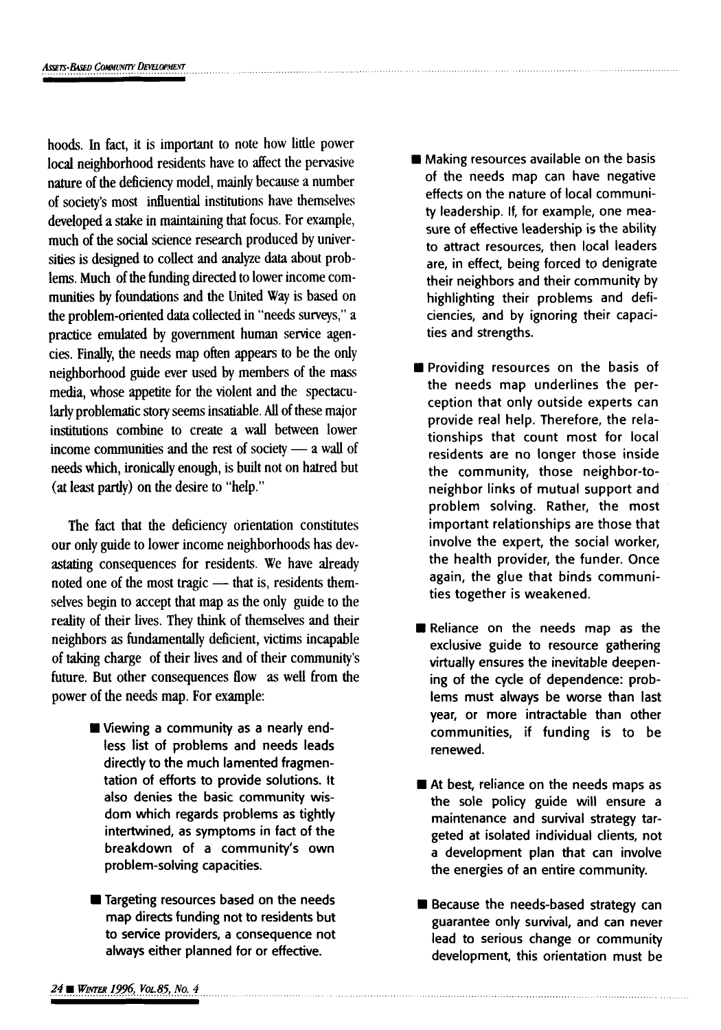hoods. In fact, it is important to note how little power local neighborhood residents have to affect the pervasive nature of the deficiency model, mainly because a number of society's most influential institutions have themselves developed a stake in maintaining that focus. For example, much of the social science research produced by universities is designed to collect and analyze data about problems. Much of the funding directed to lower income communities by foundations and the United Way is based on the problem-oriented data collected in "needs surveys," a practice emulated by government human service agencies. Finally, the needs map often appears to be the only neighborhood guide ever used by members of the mass media, whose appetite for the violent and the spectacularly problematic story seems insatiable. All of these major institutions combine to create a wall between lower income communities and the rest of society — a wall of needs which, ironically enough, is built not on hatred but (at least partly) on the desire to "help."

The fact that the deficiency orientation constitutes our only guide to lower income neighborhoods has devastating consequences for residents. We have already noted one of the most tragic — that is, residents themselves begin to accept that map as the only guide to the reality of their lives. They think of themselves and their neighbors as fundamentally deficient, victims incapable of taking charge of their lives and of their community's future. But other consequences flow as well from the power of the needs map. For example:

- Viewing a community as a nearly endless list of problems and needs leads directly to the much lamented fragmentation of efforts to provide solutions. It also denies the basic community wisdom which regards problems as tightly intertwined, as symptoms in fact of the breakdown of a community's own problem-solving capacities.

- Targeting resources based on the needs map directs funding not to residents but to service providers, a consequence not always either planned for or effective.

- Making resources available on the basis of the needs map can have negative effects on the nature of local community leadership. If, for example, one measure of effective leadership is the ability to attract resources, then local leaders are, in effect, being forced to denigrate their neighbors and their community by highlighting their problems and deficiencies, and by ignoring their capacities and strengths.

- Providing resources on the basis of the needs map underlines the perception that only outside experts can provide real help. Therefore, the relationships that count most for local residents are no longer those inside the community, those neighbor-to-neighbor links of mutual support and problem solving. Rather, the most important relationships are those that involve the expert, the social worker, the health provider, the funder. Once again, the glue that binds communities together is weakened.

- Reliance on the needs map as the exclusive guide to resource gathering virtually ensures the inevitable deepening of the cycle of dependence: problems must always be worse than last year, or more intractable than other communities, if funding is to be renewed.

- At best, reliance on the needs maps as the sole policy guide will ensure a maintenance and survival strategy targeted at isolated individual clients, not a development plan that can involve the energies of an entire community.

- Because the needs-based strategy can guarantee only survival, and can never lead to serious change or community development, this orientation must be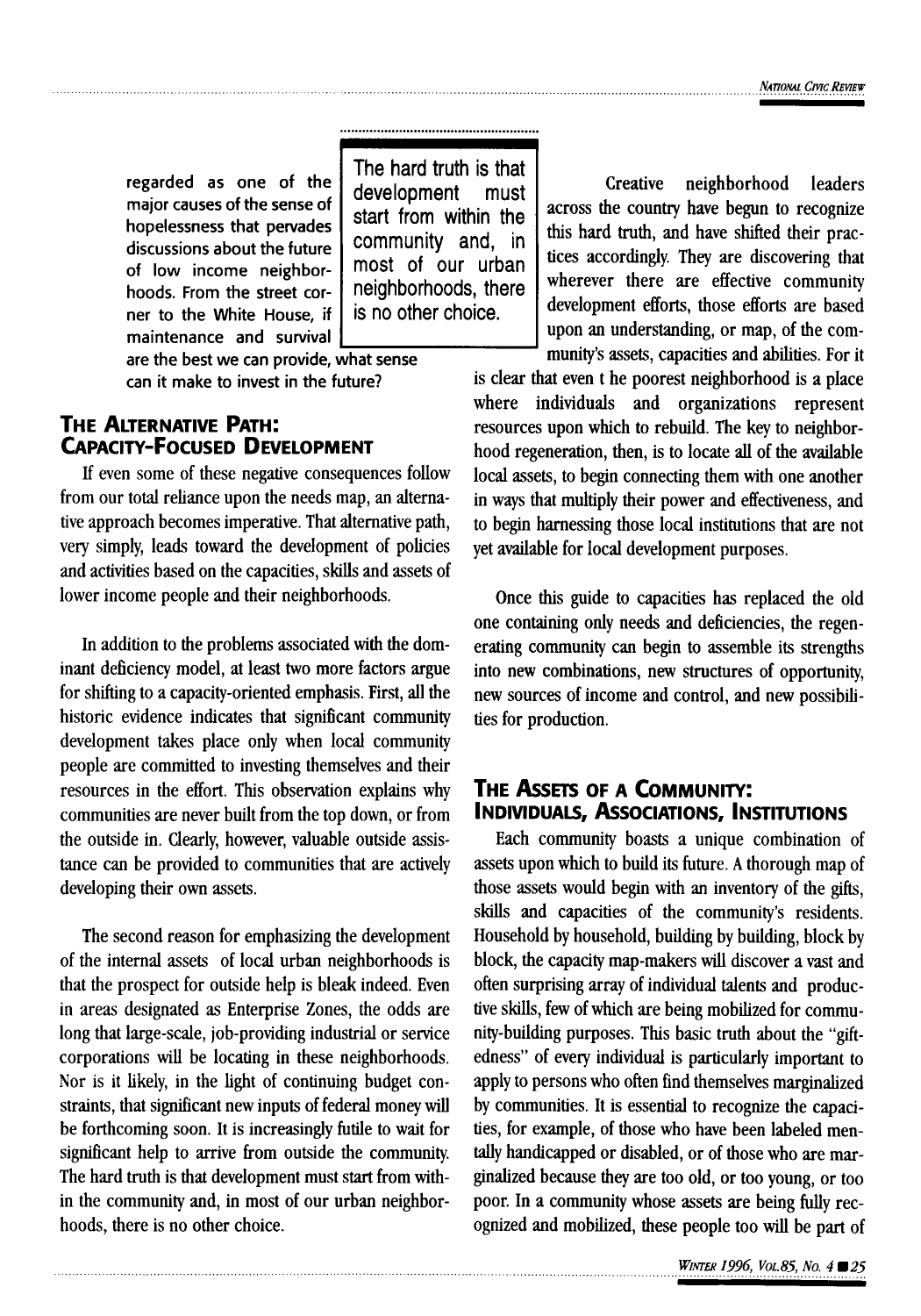regarded as one of the major causes of the sense of hopelessness that pervades discussions about the future of low income neighborhoods. From the street corner to the White House, if maintenance and survival are the best we can provide, what sense can it make to invest in the future?

> The hard truth is that development must start from within the community and, in most of our urban neighborhoods, there is no other choice.

## The Alternative Path: Capacity-Focused Development

If even some of these negative consequences follow from our total reliance upon the needs map, an alternative approach becomes imperative. That alternative path, very simply, leads toward the development of policies and activities based on the capacities, skills and assets of lower income people and their neighborhoods.

In addition to the problems associated with the dominant deficiency model, at least two more factors argue for shifting to a capacity-oriented emphasis. First, all the historic evidence indicates that significant community development takes place only when local community people are committed to investing themselves and their resources in the effort. This observation explains why communities are never built from the top down, or from the outside in. Clearly, however, valuable outside assistance can be provided to communities that are actively developing their own assets.

The second reason for emphasizing the development of the internal assets of local urban neighborhoods is that the prospect for outside help is bleak indeed. Even in areas designated as Enterprise Zones, the odds are long that large-scale, job-providing industrial or service corporations will be locating in these neighborhoods. Nor is it likely, in the light of continuing budget constraints, that significant new inputs of federal money will be forthcoming soon. It is increasingly futile to wait for significant help to arrive from outside the community. The hard truth is that development must start from within the community and, in most of our urban neighborhoods, there is no other choice.

Creative neighborhood leaders across the country have begun to recognize this hard truth, and have shifted their practices accordingly. They are discovering that wherever there are effective community development efforts, those efforts are based upon an understanding, or map, of the community's assets, capacities and abilities. For it is clear that even t he poorest neighborhood is a place where individuals and organizations represent resources upon which to rebuild. The key to neighborhood regeneration, then, is to locate all of the available local assets, to begin connecting them with one another in ways that multiply their power and effectiveness, and to begin harnessing those local institutions that are not yet available for local development purposes.

Once this guide to capacities has replaced the old one containing only needs and deficiencies, the regenerating community can begin to assemble its strengths into new combinations, new structures of opportunity, new sources of income and control, and new possibilities for production.

## The Assets of a Community: Individuals, Associations, Institutions

Each community boasts a unique combination of assets upon which to build its future. A thorough map of those assets would begin with an inventory of the gifts, skills and capacities of the community's residents. Household by household, building by building, block by block, the capacity map-makers will discover a vast and often surprising array of individual talents and productive skills, few of which are being mobilized for community-building purposes. This basic truth about the "giftedness" of every individual is particularly important to apply to persons who often find themselves marginalized by communities. It is essential to recognize the capacities, for example, of those who have been labeled mentally handicapped or disabled, or of those who are marginalized because they are too old, or too young, or too poor. In a community whose assets are being fully recognized and mobilized, these people too will be part of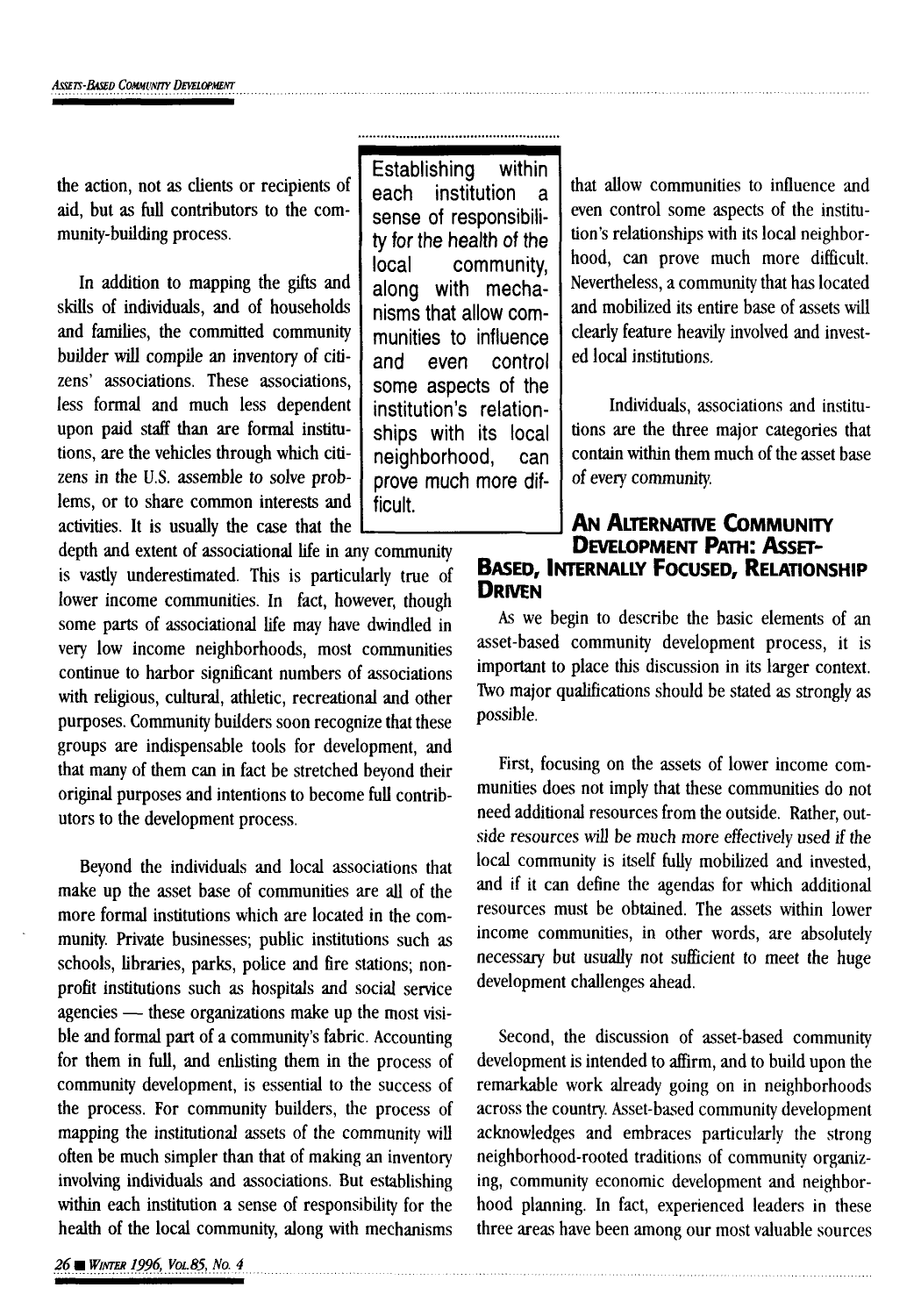the action, not as clients or recipients of aid, but as full contributors to the community-building process.

In addition to mapping the gifts and skills of individuals, and of households and families, the committed community builder will compile an inventory of citizens' associations. These associations, less formal and much less dependent upon paid staff than are formal institutions, are the vehicles through which citizens in the U.S. assemble to solve problems, or to share common interests and activities. It is usually the case that the depth and extent of associational life in any community is vastly underestimated. This is particularly true of lower income communities. In fact, however, though some parts of associational life may have dwindled in very low income neighborhoods, most communities continue to harbor significant numbers of associations with religious, cultural, athletic, recreational and other purposes. Community builders soon recognize that these groups are indispensable tools for development, and that many of them can in fact be stretched beyond their original purposes and intentions to become full contributors to the development process.

Beyond the individuals and local associations that make up the asset base of communities are all of the more formal institutions which are located in the community. Private businesses; public institutions such as schools, libraries, parks, police and fire stations; nonprofit institutions such as hospitals and social service agencies — these organizations make up the most visible and formal part of a community's fabric. Accounting for them in full, and enlisting them in the process of community development, is essential to the success of the process. For community builders, the process of mapping the institutional assets of the community will often be much simpler than that of making an inventory involving individuals and associations. But establishing within each institution a sense of responsibility for the health of the local community, along with mechanisms that allow communities to influence and even control some aspects of the institution's relationships with its local neighborhood, can prove much more difficult. Nevertheless, a community that has located and mobilized its entire base of assets will clearly feature heavily involved and invested local institutions.

> Establishing within each institution a sense of responsibility for the health of the local community, along with mechanisms that allow communities to influence and even control some aspects of the institution's relationships with its local neighborhood, can prove much more difficult.

Individuals, associations and institutions are the three major categories that contain within them much of the asset base of every community.

## An Alternative Community Development Path: Asset-Based, Internally Focused, Relationship Driven

As we begin to describe the basic elements of an asset-based community development process, it is important to place this discussion in its larger context. Two major qualifications should be stated as strongly as possible.

First, focusing on the assets of lower income communities does not imply that these communities do not need additional resources from the outside. Rather, outside resources will be much more effectively used if the local community is itself fully mobilized and invested, and if it can define the agendas for which additional resources must be obtained. The assets within lower income communities, in other words, are absolutely necessary but usually not sufficient to meet the huge development challenges ahead.

Second, the discussion of asset-based community development is intended to affirm, and to build upon the remarkable work already going on in neighborhoods across the country. Asset-based community development acknowledges and embraces particularly the strong neighborhood-rooted traditions of community organizing, community economic development and neighborhood planning. In fact, experienced leaders in these three areas have been among our most valuable sources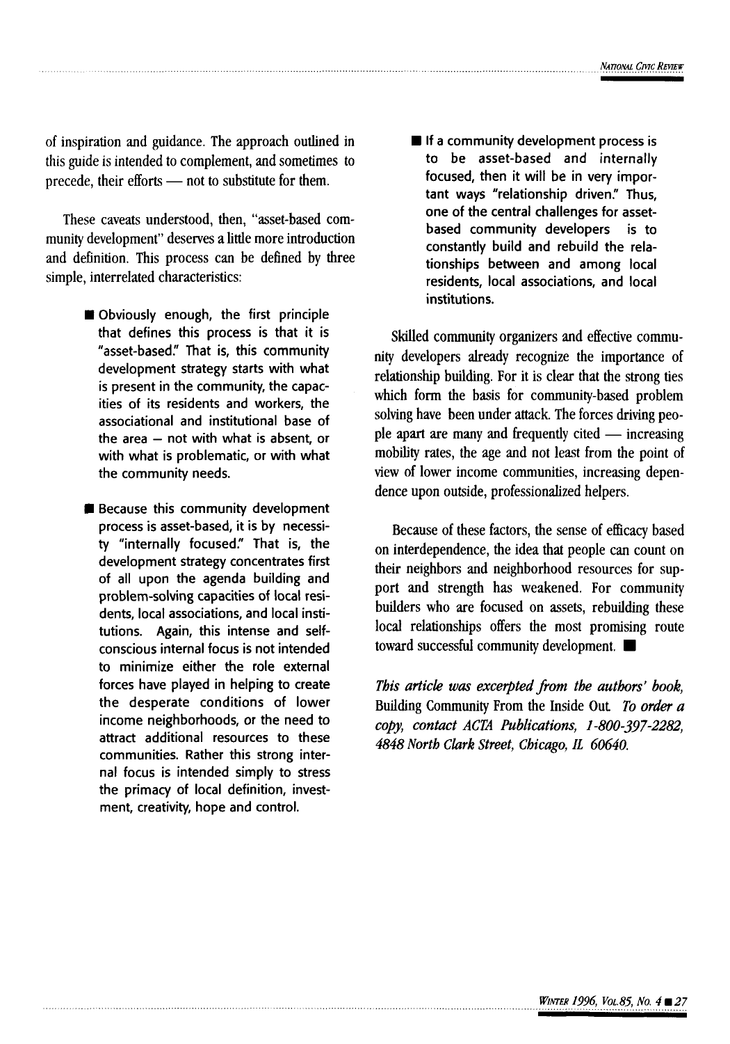of inspiration and guidance. The approach outlined in this guide is intended to complement, and sometimes to precede, their efforts — not to substitute for them.

These caveats understood, then, "asset-based community development" deserves a little more introduction and definition. This process can be defined by three simple, interrelated characteristics:

- Obviously enough, the first principle that defines this process is that it is "asset-based." That is, this community development strategy starts with what is present in the community, the capacities of its residents and workers, the associational and institutional base of the area – not with what is absent, or with what is problematic, or with what the community needs.

- Because this community development process is asset-based, it is by necessity "internally focused." That is, the development strategy concentrates first of all upon the agenda building and problem-solving capacities of local residents, local associations, and local institutions. Again, this intense and self-conscious internal focus is not intended to minimize either the role external forces have played in helping to create the desperate conditions of lower income neighborhoods, or the need to attract additional resources to these communities. Rather this strong internal focus is intended simply to stress the primacy of local definition, investment, creativity, hope and control.

- If a community development process is to be asset-based and internally focused, then it will be in very important ways "relationship driven." Thus, one of the central challenges for asset-based community developers is to constantly build and rebuild the relationships between and among local residents, local associations, and local institutions.

Skilled community organizers and effective community developers already recognize the importance of relationship building. For it is clear that the strong ties which form the basis for community-based problem solving have been under attack. The forces driving people apart are many and frequently cited — increasing mobility rates, the age and not least from the point of view of lower income communities, increasing dependence upon outside, professionalized helpers.

Because of these factors, the sense of efficacy based on interdependence, the idea that people can count on their neighbors and neighborhood resources for support and strength has weakened. For community builders who are focused on assets, rebuilding these local relationships offers the most promising route toward successful community development. ■

*This article was excerpted from the authors' book,* Building Community From the Inside Out. *To order a copy, contact ACTA Publications, 1-800-397-2282, 4848 North Clark Street, Chicago, IL 60640.*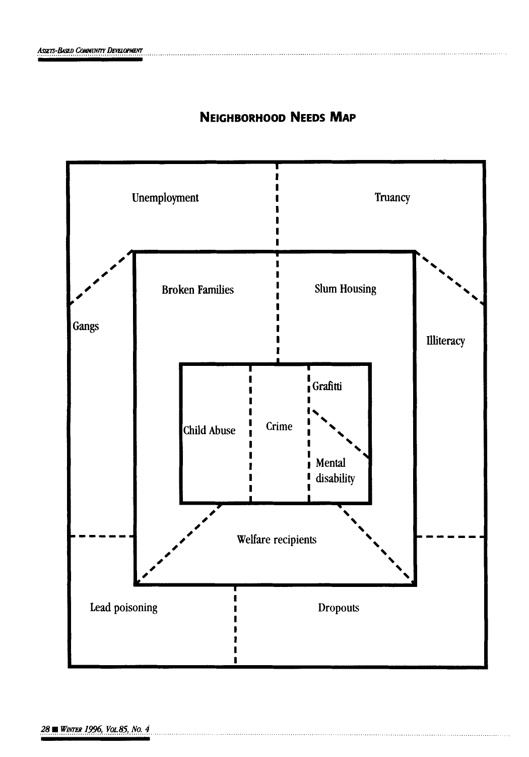## Neighborhood Needs Map

Unemployment

Truancy

Broken Families

Slum Housing

Gangs

Illiteracy

Child Abuse

Crime

Grafitti

Mental disability

Welfare recipients

Lead poisoning

Dropouts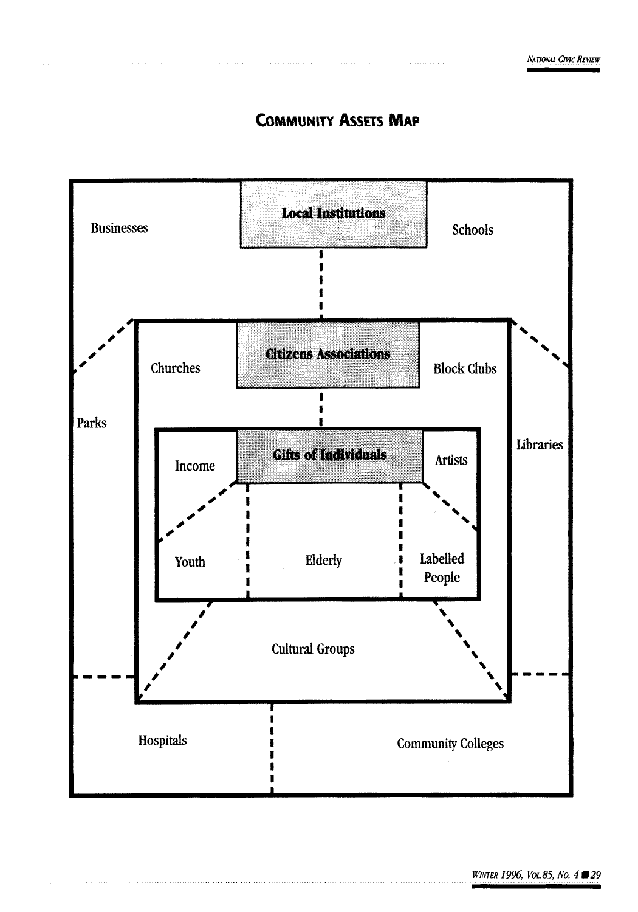## Community Assets Map

Local Institutions

Businesses

Schools

Parks

Libraries

Hospitals

Community Colleges

Citizens Associations

Churches

Block Clubs

Cultural Groups

Gifts of Individuals

Income

Artists

Youth

Elderly

Labelled People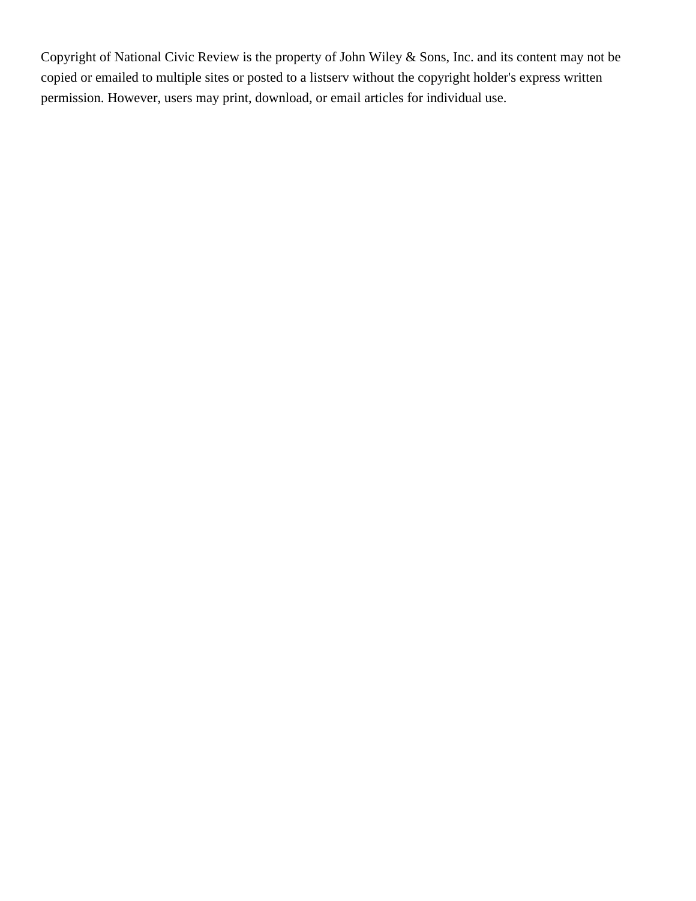Copyright of National Civic Review is the property of John Wiley & Sons, Inc. and its content may not be copied or emailed to multiple sites or posted to a listserv without the copyright holder's express written permission. However, users may print, download, or email articles for individual use.